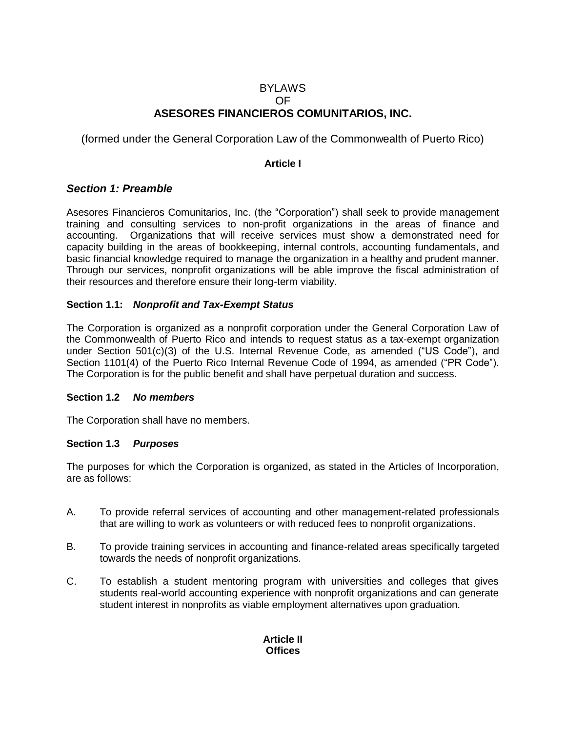# BYLAWS
# OF
# ASESORES FINANCIEROS COMUNITARIOS, INC.

(formed under the General Corporation Law of the Commonwealth of Puerto Rico)

## Article I

### *Section 1: Preamble*

Asesores Financieros Comunitarios, Inc. (the "Corporation") shall seek to provide management training and consulting services to non-profit organizations in the areas of finance and accounting. Organizations that will receive services must show a demonstrated need for capacity building in the areas of bookkeeping, internal controls, accounting fundamentals, and basic financial knowledge required to manage the organization in a healthy and prudent manner. Through our services, nonprofit organizations will be able improve the fiscal administration of their resources and therefore ensure their long-term viability.

**Section 1.1: *Nonprofit and Tax-Exempt Status***

The Corporation is organized as a nonprofit corporation under the General Corporation Law of the Commonwealth of Puerto Rico and intends to request status as a tax-exempt organization under Section 501(c)(3) of the U.S. Internal Revenue Code, as amended ("US Code"), and Section 1101(4) of the Puerto Rico Internal Revenue Code of 1994, as amended ("PR Code"). The Corporation is for the public benefit and shall have perpetual duration and success.

**Section 1.2 *No members***

The Corporation shall have no members.

**Section 1.3 *Purposes***

The purposes for which the Corporation is organized, as stated in the Articles of Incorporation, are as follows:

A. To provide referral services of accounting and other management-related professionals that are willing to work as volunteers or with reduced fees to nonprofit organizations.

B. To provide training services in accounting and finance-related areas specifically targeted towards the needs of nonprofit organizations.

C. To establish a student mentoring program with universities and colleges that gives students real-world accounting experience with nonprofit organizations and can generate student interest in nonprofits as viable employment alternatives upon graduation.

## Article II
## Offices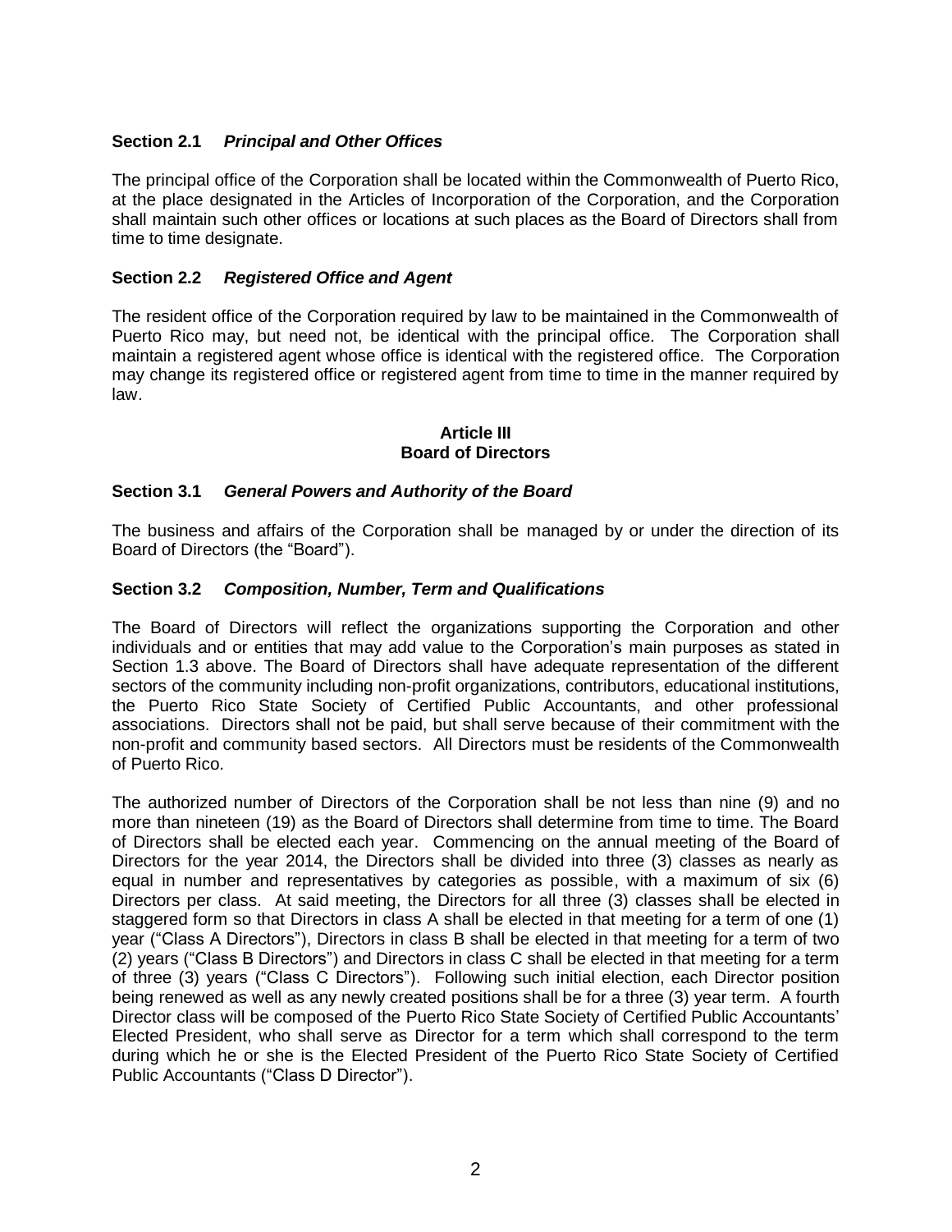### Section 2.1 *Principal and Other Offices*

The principal office of the Corporation shall be located within the Commonwealth of Puerto Rico, at the place designated in the Articles of Incorporation of the Corporation, and the Corporation shall maintain such other offices or locations at such places as the Board of Directors shall from time to time designate.

### Section 2.2 *Registered Office and Agent*

The resident office of the Corporation required by law to be maintained in the Commonwealth of Puerto Rico may, but need not, be identical with the principal office. The Corporation shall maintain a registered agent whose office is identical with the registered office. The Corporation may change its registered office or registered agent from time to time in the manner required by law.

## Article III
## Board of Directors

### Section 3.1 *General Powers and Authority of the Board*

The business and affairs of the Corporation shall be managed by or under the direction of its Board of Directors (the "Board").

### Section 3.2 *Composition, Number, Term and Qualifications*

The Board of Directors will reflect the organizations supporting the Corporation and other individuals and or entities that may add value to the Corporation's main purposes as stated in Section 1.3 above. The Board of Directors shall have adequate representation of the different sectors of the community including non-profit organizations, contributors, educational institutions, the Puerto Rico State Society of Certified Public Accountants, and other professional associations. Directors shall not be paid, but shall serve because of their commitment with the non-profit and community based sectors. All Directors must be residents of the Commonwealth of Puerto Rico.

The authorized number of Directors of the Corporation shall be not less than nine (9) and no more than nineteen (19) as the Board of Directors shall determine from time to time. The Board of Directors shall be elected each year. Commencing on the annual meeting of the Board of Directors for the year 2014, the Directors shall be divided into three (3) classes as nearly as equal in number and representatives by categories as possible, with a maximum of six (6) Directors per class. At said meeting, the Directors for all three (3) classes shall be elected in staggered form so that Directors in class A shall be elected in that meeting for a term of one (1) year ("Class A Directors"), Directors in class B shall be elected in that meeting for a term of two (2) years ("Class B Directors") and Directors in class C shall be elected in that meeting for a term of three (3) years ("Class C Directors"). Following such initial election, each Director position being renewed as well as any newly created positions shall be for a three (3) year term. A fourth Director class will be composed of the Puerto Rico State Society of Certified Public Accountants' Elected President, who shall serve as Director for a term which shall correspond to the term during which he or she is the Elected President of the Puerto Rico State Society of Certified Public Accountants ("Class D Director").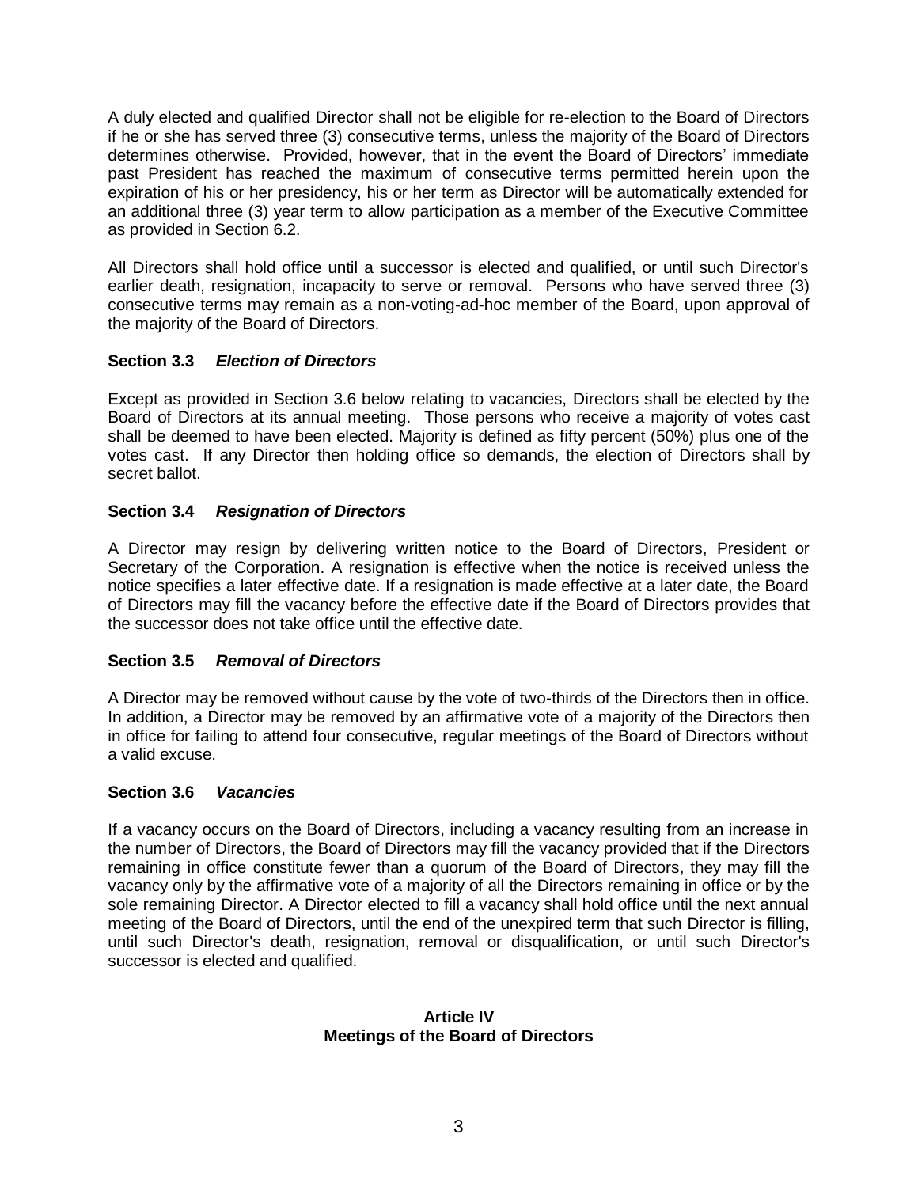A duly elected and qualified Director shall not be eligible for re-election to the Board of Directors if he or she has served three (3) consecutive terms, unless the majority of the Board of Directors determines otherwise. Provided, however, that in the event the Board of Directors' immediate past President has reached the maximum of consecutive terms permitted herein upon the expiration of his or her presidency, his or her term as Director will be automatically extended for an additional three (3) year term to allow participation as a member of the Executive Committee as provided in Section 6.2.

All Directors shall hold office until a successor is elected and qualified, or until such Director's earlier death, resignation, incapacity to serve or removal. Persons who have served three (3) consecutive terms may remain as a non-voting-ad-hoc member of the Board, upon approval of the majority of the Board of Directors.

### Section 3.3 *Election of Directors*

Except as provided in Section 3.6 below relating to vacancies, Directors shall be elected by the Board of Directors at its annual meeting. Those persons who receive a majority of votes cast shall be deemed to have been elected. Majority is defined as fifty percent (50%) plus one of the votes cast. If any Director then holding office so demands, the election of Directors shall by secret ballot.

### Section 3.4 *Resignation of Directors*

A Director may resign by delivering written notice to the Board of Directors, President or Secretary of the Corporation. A resignation is effective when the notice is received unless the notice specifies a later effective date. If a resignation is made effective at a later date, the Board of Directors may fill the vacancy before the effective date if the Board of Directors provides that the successor does not take office until the effective date.

### Section 3.5 *Removal of Directors*

A Director may be removed without cause by the vote of two-thirds of the Directors then in office. In addition, a Director may be removed by an affirmative vote of a majority of the Directors then in office for failing to attend four consecutive, regular meetings of the Board of Directors without a valid excuse.

### Section 3.6 *Vacancies*

If a vacancy occurs on the Board of Directors, including a vacancy resulting from an increase in the number of Directors, the Board of Directors may fill the vacancy provided that if the Directors remaining in office constitute fewer than a quorum of the Board of Directors, they may fill the vacancy only by the affirmative vote of a majority of all the Directors remaining in office or by the sole remaining Director. A Director elected to fill a vacancy shall hold office until the next annual meeting of the Board of Directors, until the end of the unexpired term that such Director is filling, until such Director's death, resignation, removal or disqualification, or until such Director's successor is elected and qualified.

## Article IV
## Meetings of the Board of Directors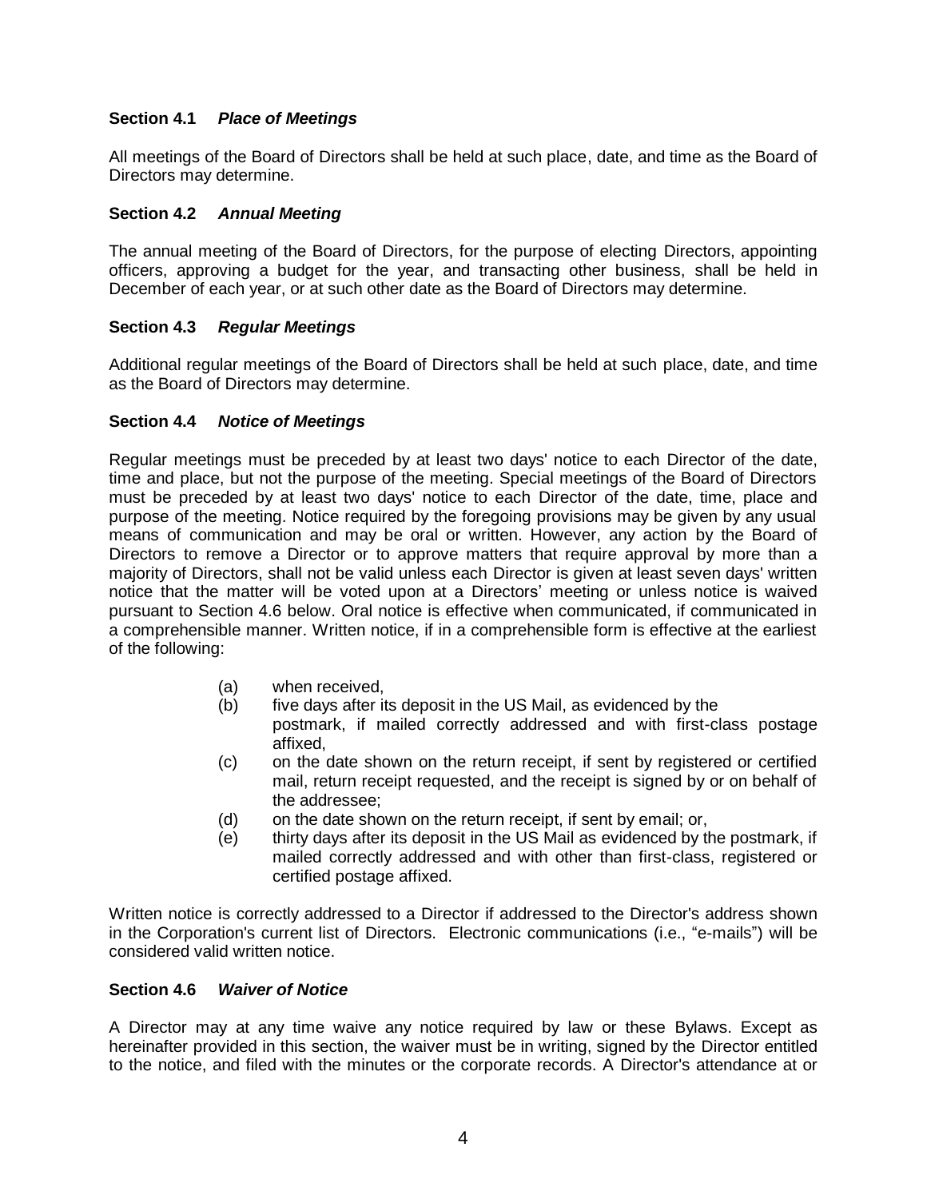### **Section 4.1** ***Place of Meetings***

All meetings of the Board of Directors shall be held at such place, date, and time as the Board of Directors may determine.

### **Section 4.2** ***Annual Meeting***

The annual meeting of the Board of Directors, for the purpose of electing Directors, appointing officers, approving a budget for the year, and transacting other business, shall be held in December of each year, or at such other date as the Board of Directors may determine.

### **Section 4.3** ***Regular Meetings***

Additional regular meetings of the Board of Directors shall be held at such place, date, and time as the Board of Directors may determine.

### **Section 4.4** ***Notice of Meetings***

Regular meetings must be preceded by at least two days' notice to each Director of the date, time and place, but not the purpose of the meeting. Special meetings of the Board of Directors must be preceded by at least two days' notice to each Director of the date, time, place and purpose of the meeting. Notice required by the foregoing provisions may be given by any usual means of communication and may be oral or written. However, any action by the Board of Directors to remove a Director or to approve matters that require approval by more than a majority of Directors, shall not be valid unless each Director is given at least seven days' written notice that the matter will be voted upon at a Directors' meeting or unless notice is waived pursuant to Section 4.6 below. Oral notice is effective when communicated, if communicated in a comprehensible manner. Written notice, if in a comprehensible form is effective at the earliest of the following:

(a) when received,

(b) five days after its deposit in the US Mail, as evidenced by the postmark, if mailed correctly addressed and with first-class postage affixed,

(c) on the date shown on the return receipt, if sent by registered or certified mail, return receipt requested, and the receipt is signed by or on behalf of the addressee;

(d) on the date shown on the return receipt, if sent by email; or,

(e) thirty days after its deposit in the US Mail as evidenced by the postmark, if mailed correctly addressed and with other than first-class, registered or certified postage affixed.

Written notice is correctly addressed to a Director if addressed to the Director's address shown in the Corporation's current list of Directors. Electronic communications (i.e., "e-mails") will be considered valid written notice.

### **Section 4.6** ***Waiver of Notice***

A Director may at any time waive any notice required by law or these Bylaws. Except as hereinafter provided in this section, the waiver must be in writing, signed by the Director entitled to the notice, and filed with the minutes or the corporate records. A Director's attendance at or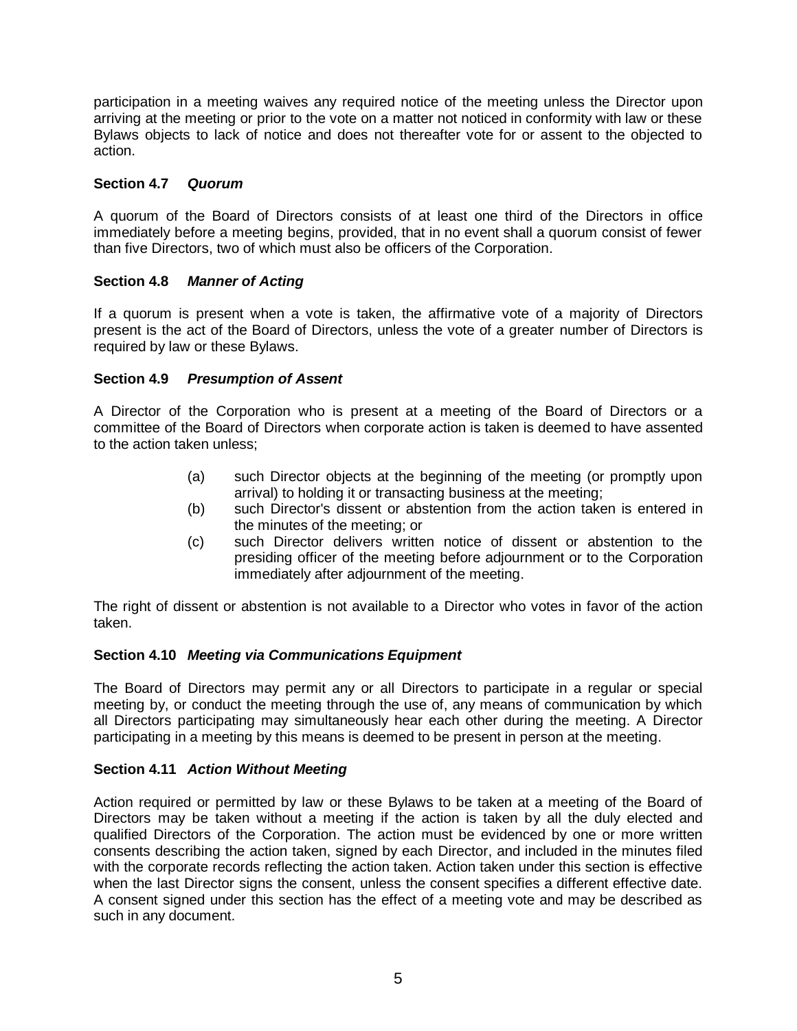participation in a meeting waives any required notice of the meeting unless the Director upon arriving at the meeting or prior to the vote on a matter not noticed in conformity with law or these Bylaws objects to lack of notice and does not thereafter vote for or assent to the objected to action.

### Section 4.7 *Quorum*

A quorum of the Board of Directors consists of at least one third of the Directors in office immediately before a meeting begins, provided, that in no event shall a quorum consist of fewer than five Directors, two of which must also be officers of the Corporation.

### Section 4.8 *Manner of Acting*

If a quorum is present when a vote is taken, the affirmative vote of a majority of Directors present is the act of the Board of Directors, unless the vote of a greater number of Directors is required by law or these Bylaws.

### Section 4.9 *Presumption of Assent*

A Director of the Corporation who is present at a meeting of the Board of Directors or a committee of the Board of Directors when corporate action is taken is deemed to have assented to the action taken unless;

(a) such Director objects at the beginning of the meeting (or promptly upon arrival) to holding it or transacting business at the meeting;

(b) such Director's dissent or abstention from the action taken is entered in the minutes of the meeting; or

(c) such Director delivers written notice of dissent or abstention to the presiding officer of the meeting before adjournment or to the Corporation immediately after adjournment of the meeting.

The right of dissent or abstention is not available to a Director who votes in favor of the action taken.

### Section 4.10 *Meeting via Communications Equipment*

The Board of Directors may permit any or all Directors to participate in a regular or special meeting by, or conduct the meeting through the use of, any means of communication by which all Directors participating may simultaneously hear each other during the meeting. A Director participating in a meeting by this means is deemed to be present in person at the meeting.

### Section 4.11 *Action Without Meeting*

Action required or permitted by law or these Bylaws to be taken at a meeting of the Board of Directors may be taken without a meeting if the action is taken by all the duly elected and qualified Directors of the Corporation. The action must be evidenced by one or more written consents describing the action taken, signed by each Director, and included in the minutes filed with the corporate records reflecting the action taken. Action taken under this section is effective when the last Director signs the consent, unless the consent specifies a different effective date. A consent signed under this section has the effect of a meeting vote and may be described as such in any document.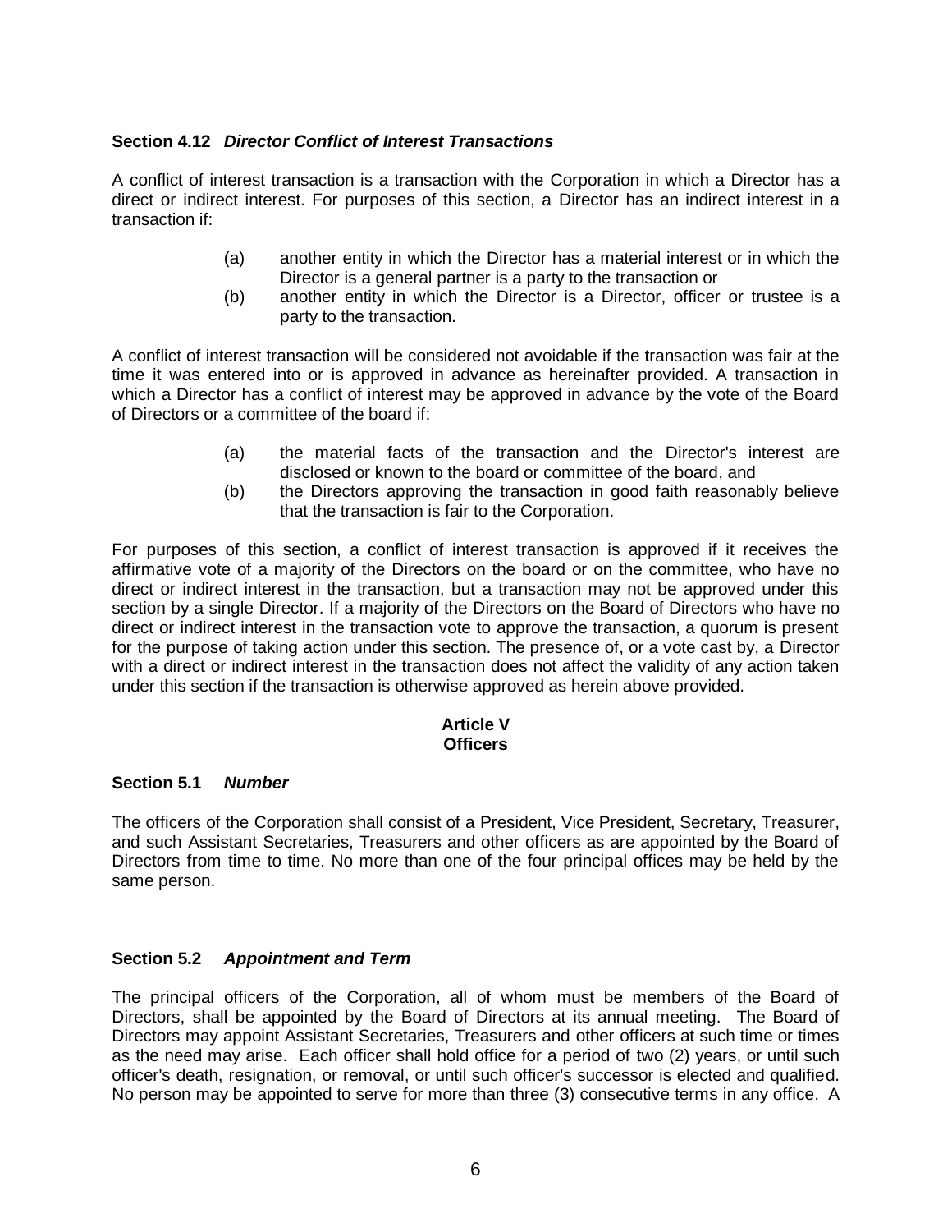**Section 4.12** ***Director Conflict of Interest Transactions***

A conflict of interest transaction is a transaction with the Corporation in which a Director has a direct or indirect interest. For purposes of this section, a Director has an indirect interest in a transaction if:

(a) another entity in which the Director has a material interest or in which the Director is a general partner is a party to the transaction or

(b) another entity in which the Director is a Director, officer or trustee is a party to the transaction.

A conflict of interest transaction will be considered not avoidable if the transaction was fair at the time it was entered into or is approved in advance as hereinafter provided. A transaction in which a Director has a conflict of interest may be approved in advance by the vote of the Board of Directors or a committee of the board if:

(a) the material facts of the transaction and the Director's interest are disclosed or known to the board or committee of the board, and

(b) the Directors approving the transaction in good faith reasonably believe that the transaction is fair to the Corporation.

For purposes of this section, a conflict of interest transaction is approved if it receives the affirmative vote of a majority of the Directors on the board or on the committee, who have no direct or indirect interest in the transaction, but a transaction may not be approved under this section by a single Director. If a majority of the Directors on the Board of Directors who have no direct or indirect interest in the transaction vote to approve the transaction, a quorum is present for the purpose of taking action under this section. The presence of, or a vote cast by, a Director with a direct or indirect interest in the transaction does not affect the validity of any action taken under this section if the transaction is otherwise approved as herein above provided.

## Article V
## Officers

**Section 5.1** ***Number***

The officers of the Corporation shall consist of a President, Vice President, Secretary, Treasurer, and such Assistant Secretaries, Treasurers and other officers as are appointed by the Board of Directors from time to time. No more than one of the four principal offices may be held by the same person.

**Section 5.2** ***Appointment and Term***

The principal officers of the Corporation, all of whom must be members of the Board of Directors, shall be appointed by the Board of Directors at its annual meeting. The Board of Directors may appoint Assistant Secretaries, Treasurers and other officers at such time or times as the need may arise. Each officer shall hold office for a period of two (2) years, or until such officer's death, resignation, or removal, or until such officer's successor is elected and qualified. No person may be appointed to serve for more than three (3) consecutive terms in any office. A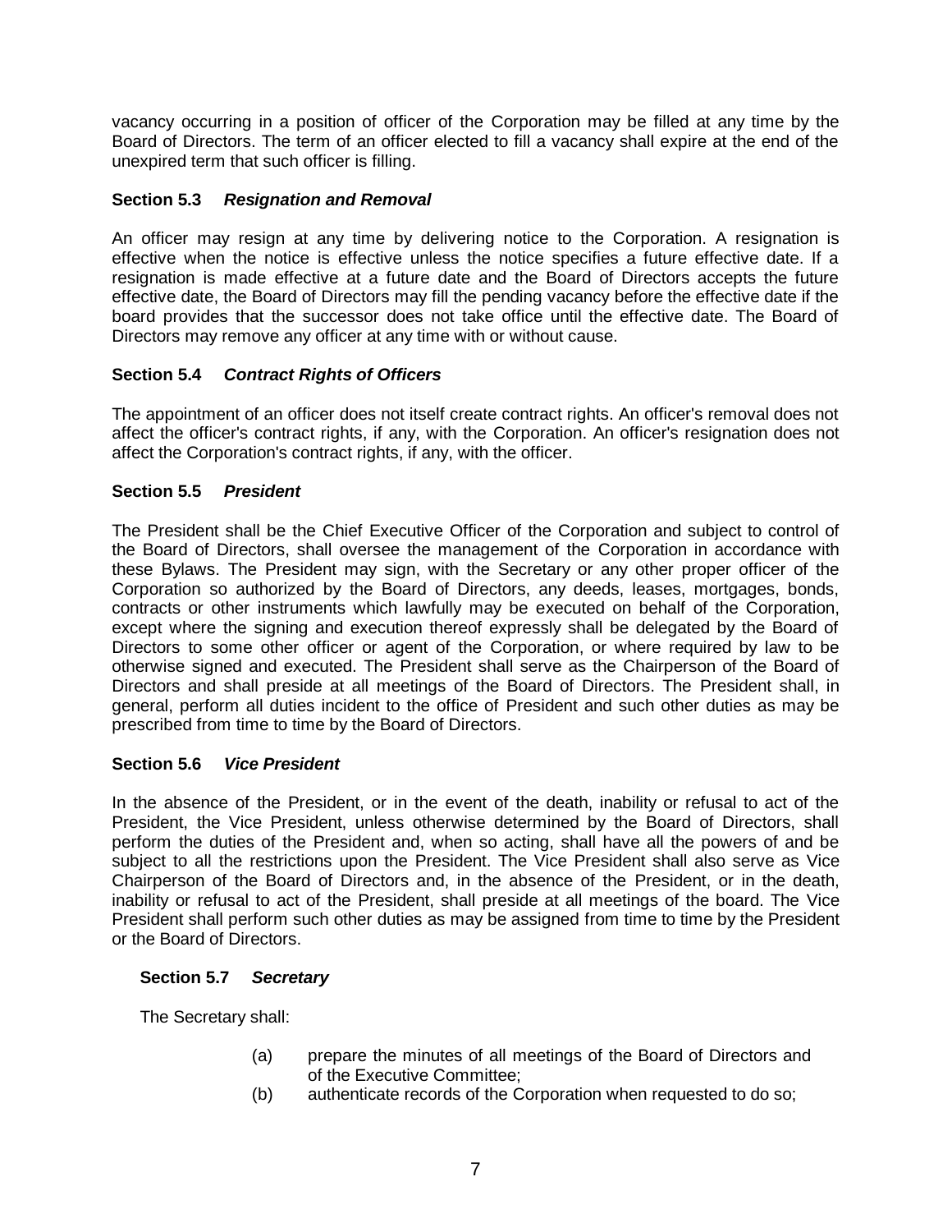vacancy occurring in a position of officer of the Corporation may be filled at any time by the Board of Directors. The term of an officer elected to fill a vacancy shall expire at the end of the unexpired term that such officer is filling.

### Section 5.3 *Resignation and Removal*

An officer may resign at any time by delivering notice to the Corporation. A resignation is effective when the notice is effective unless the notice specifies a future effective date. If a resignation is made effective at a future date and the Board of Directors accepts the future effective date, the Board of Directors may fill the pending vacancy before the effective date if the board provides that the successor does not take office until the effective date. The Board of Directors may remove any officer at any time with or without cause.

### Section 5.4 *Contract Rights of Officers*

The appointment of an officer does not itself create contract rights. An officer's removal does not affect the officer's contract rights, if any, with the Corporation. An officer's resignation does not affect the Corporation's contract rights, if any, with the officer.

### Section 5.5 *President*

The President shall be the Chief Executive Officer of the Corporation and subject to control of the Board of Directors, shall oversee the management of the Corporation in accordance with these Bylaws. The President may sign, with the Secretary or any other proper officer of the Corporation so authorized by the Board of Directors, any deeds, leases, mortgages, bonds, contracts or other instruments which lawfully may be executed on behalf of the Corporation, except where the signing and execution thereof expressly shall be delegated by the Board of Directors to some other officer or agent of the Corporation, or where required by law to be otherwise signed and executed. The President shall serve as the Chairperson of the Board of Directors and shall preside at all meetings of the Board of Directors. The President shall, in general, perform all duties incident to the office of President and such other duties as may be prescribed from time to time by the Board of Directors.

### Section 5.6 *Vice President*

In the absence of the President, or in the event of the death, inability or refusal to act of the President, the Vice President, unless otherwise determined by the Board of Directors, shall perform the duties of the President and, when so acting, shall have all the powers of and be subject to all the restrictions upon the President. The Vice President shall also serve as Vice Chairperson of the Board of Directors and, in the absence of the President, or in the death, inability or refusal to act of the President, shall preside at all meetings of the board. The Vice President shall perform such other duties as may be assigned from time to time by the President or the Board of Directors.

### Section 5.7 *Secretary*

The Secretary shall:

(a) prepare the minutes of all meetings of the Board of Directors and of the Executive Committee;

(b) authenticate records of the Corporation when requested to do so;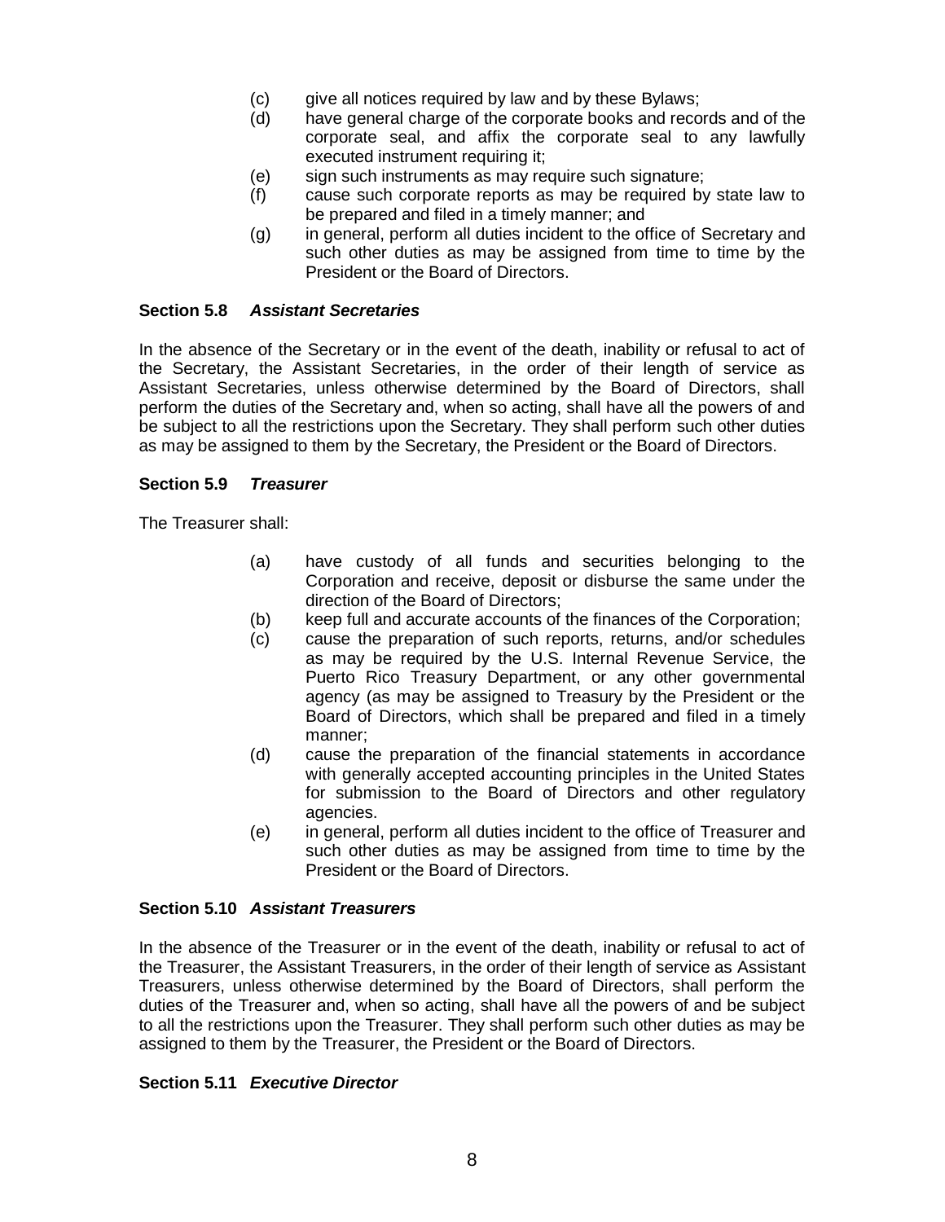(c) give all notices required by law and by these Bylaws;
(d) have general charge of the corporate books and records and of the corporate seal, and affix the corporate seal to any lawfully executed instrument requiring it;
(e) sign such instruments as may require such signature;
(f) cause such corporate reports as may be required by state law to be prepared and filed in a timely manner; and
(g) in general, perform all duties incident to the office of Secretary and such other duties as may be assigned from time to time by the President or the Board of Directors.

### Section 5.8 *Assistant Secretaries*

In the absence of the Secretary or in the event of the death, inability or refusal to act of the Secretary, the Assistant Secretaries, in the order of their length of service as Assistant Secretaries, unless otherwise determined by the Board of Directors, shall perform the duties of the Secretary and, when so acting, shall have all the powers of and be subject to all the restrictions upon the Secretary. They shall perform such other duties as may be assigned to them by the Secretary, the President or the Board of Directors.

### Section 5.9 *Treasurer*

The Treasurer shall:

(a) have custody of all funds and securities belonging to the Corporation and receive, deposit or disburse the same under the direction of the Board of Directors;
(b) keep full and accurate accounts of the finances of the Corporation;
(c) cause the preparation of such reports, returns, and/or schedules as may be required by the U.S. Internal Revenue Service, the Puerto Rico Treasury Department, or any other governmental agency (as may be assigned to Treasury by the President or the Board of Directors, which shall be prepared and filed in a timely manner;
(d) cause the preparation of the financial statements in accordance with generally accepted accounting principles in the United States for submission to the Board of Directors and other regulatory agencies.
(e) in general, perform all duties incident to the office of Treasurer and such other duties as may be assigned from time to time by the President or the Board of Directors.

### Section 5.10 *Assistant Treasurers*

In the absence of the Treasurer or in the event of the death, inability or refusal to act of the Treasurer, the Assistant Treasurers, in the order of their length of service as Assistant Treasurers, unless otherwise determined by the Board of Directors, shall perform the duties of the Treasurer and, when so acting, shall have all the powers of and be subject to all the restrictions upon the Treasurer. They shall perform such other duties as may be assigned to them by the Treasurer, the President or the Board of Directors.

### Section 5.11 *Executive Director*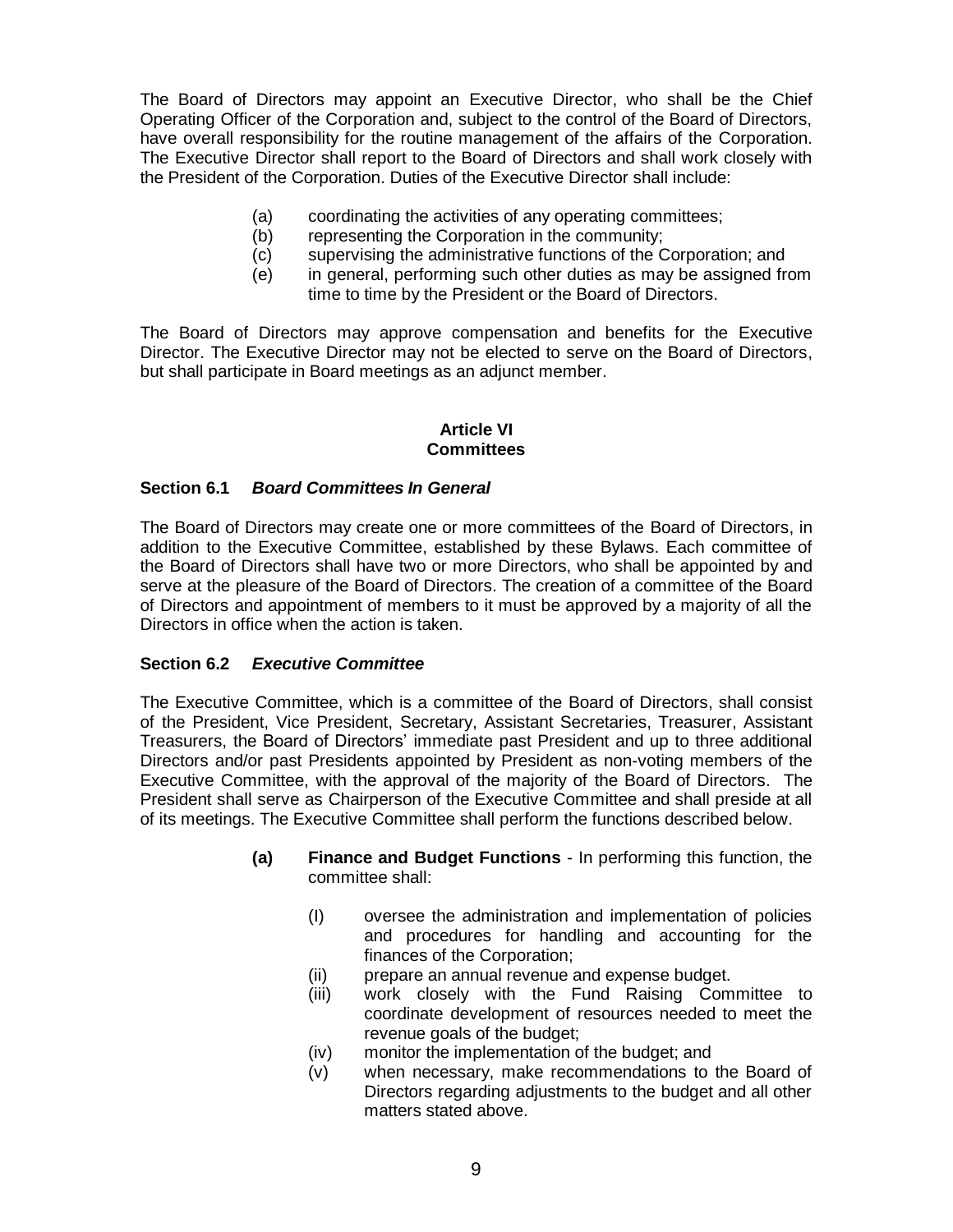The Board of Directors may appoint an Executive Director, who shall be the Chief Operating Officer of the Corporation and, subject to the control of the Board of Directors, have overall responsibility for the routine management of the affairs of the Corporation. The Executive Director shall report to the Board of Directors and shall work closely with the President of the Corporation. Duties of the Executive Director shall include:

- (a) coordinating the activities of any operating committees;
- (b) representing the Corporation in the community;
- (c) supervising the administrative functions of the Corporation; and
- (e) in general, performing such other duties as may be assigned from time to time by the President or the Board of Directors.

The Board of Directors may approve compensation and benefits for the Executive Director. The Executive Director may not be elected to serve on the Board of Directors, but shall participate in Board meetings as an adjunct member.

## Article VI
## Committees

### Section 6.1 *Board Committees In General*

The Board of Directors may create one or more committees of the Board of Directors, in addition to the Executive Committee, established by these Bylaws. Each committee of the Board of Directors shall have two or more Directors, who shall be appointed by and serve at the pleasure of the Board of Directors. The creation of a committee of the Board of Directors and appointment of members to it must be approved by a majority of all the Directors in office when the action is taken.

### Section 6.2 *Executive Committee*

The Executive Committee, which is a committee of the Board of Directors, shall consist of the President, Vice President, Secretary, Assistant Secretaries, Treasurer, Assistant Treasurers, the Board of Directors' immediate past President and up to three additional Directors and/or past Presidents appointed by President as non-voting members of the Executive Committee, with the approval of the majority of the Board of Directors. The President shall serve as Chairperson of the Executive Committee and shall preside at all of its meetings. The Executive Committee shall perform the functions described below.

**(a) Finance and Budget Functions** - In performing this function, the committee shall:

- (I) oversee the administration and implementation of policies and procedures for handling and accounting for the finances of the Corporation;
- (ii) prepare an annual revenue and expense budget.
- (iii) work closely with the Fund Raising Committee to coordinate development of resources needed to meet the revenue goals of the budget;
- (iv) monitor the implementation of the budget; and
- (v) when necessary, make recommendations to the Board of Directors regarding adjustments to the budget and all other matters stated above.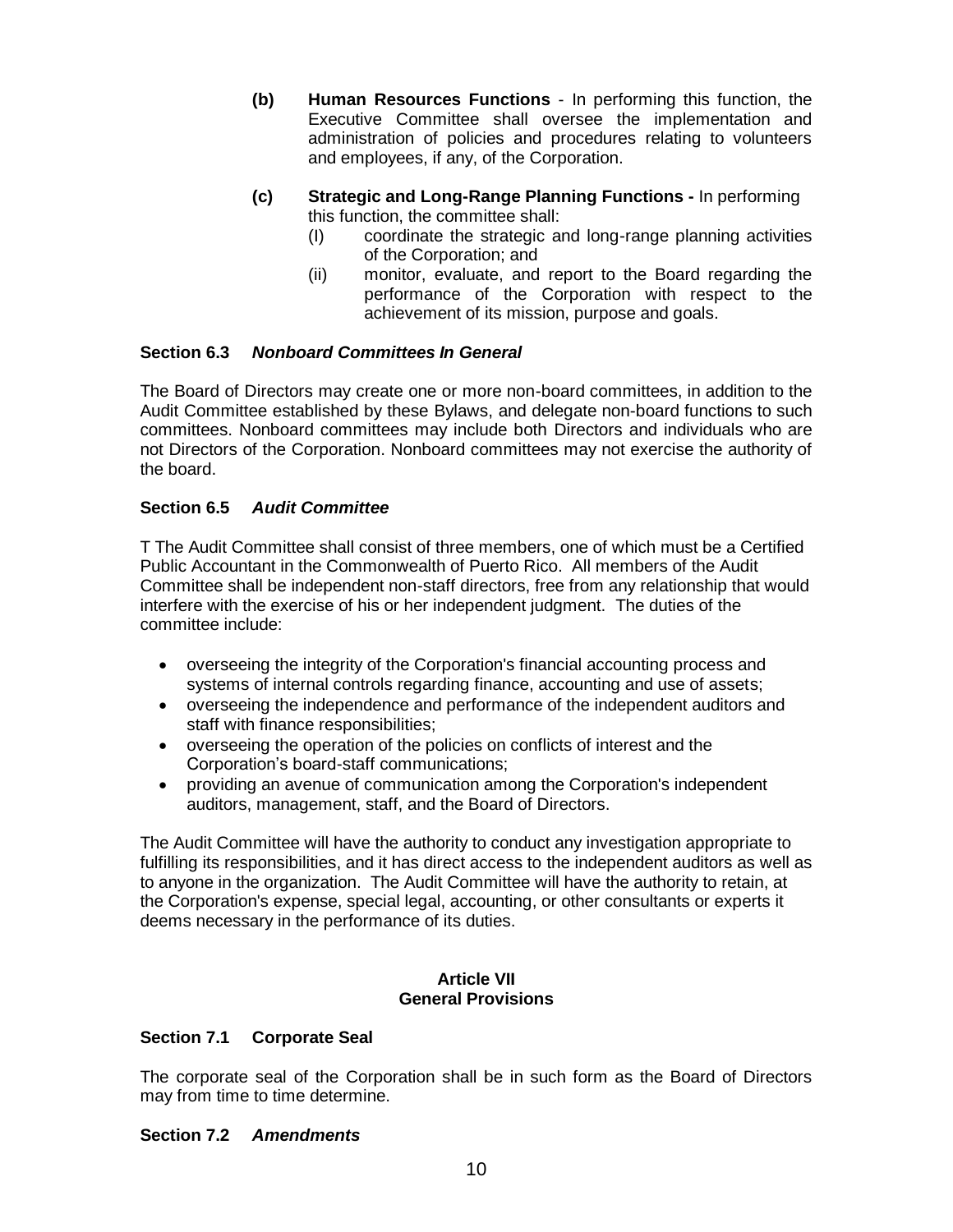**(b)** **Human Resources Functions** - In performing this function, the Executive Committee shall oversee the implementation and administration of policies and procedures relating to volunteers and employees, if any, of the Corporation.

**(c)** **Strategic and Long-Range Planning Functions -** In performing this function, the committee shall:

(I) coordinate the strategic and long-range planning activities of the Corporation; and

(ii) monitor, evaluate, and report to the Board regarding the performance of the Corporation with respect to the achievement of its mission, purpose and goals.

### Section 6.3 *Nonboard Committees In General*

The Board of Directors may create one or more non-board committees, in addition to the Audit Committee established by these Bylaws, and delegate non-board functions to such committees. Nonboard committees may include both Directors and individuals who are not Directors of the Corporation. Nonboard committees may not exercise the authority of the board.

### Section 6.5 *Audit Committee*

T The Audit Committee shall consist of three members, one of which must be a Certified Public Accountant in the Commonwealth of Puerto Rico. All members of the Audit Committee shall be independent non-staff directors, free from any relationship that would interfere with the exercise of his or her independent judgment. The duties of the committee include:

- overseeing the integrity of the Corporation's financial accounting process and systems of internal controls regarding finance, accounting and use of assets;
- overseeing the independence and performance of the independent auditors and staff with finance responsibilities;
- overseeing the operation of the policies on conflicts of interest and the Corporation's board-staff communications;
- providing an avenue of communication among the Corporation's independent auditors, management, staff, and the Board of Directors.

The Audit Committee will have the authority to conduct any investigation appropriate to fulfilling its responsibilities, and it has direct access to the independent auditors as well as to anyone in the organization. The Audit Committee will have the authority to retain, at the Corporation's expense, special legal, accounting, or other consultants or experts it deems necessary in the performance of its duties.

## Article VII
## General Provisions

### Section 7.1 Corporate Seal

The corporate seal of the Corporation shall be in such form as the Board of Directors may from time to time determine.

### Section 7.2 *Amendments*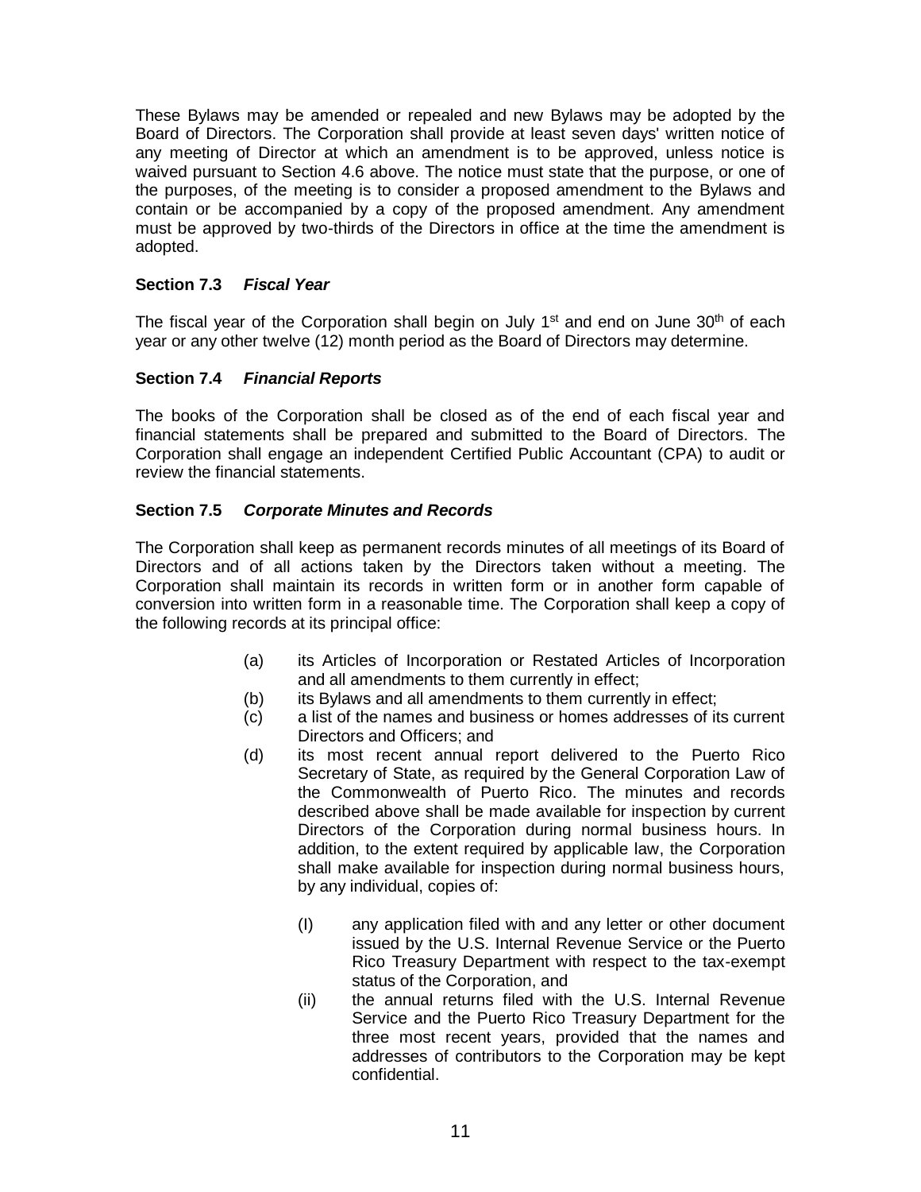These Bylaws may be amended or repealed and new Bylaws may be adopted by the Board of Directors. The Corporation shall provide at least seven days' written notice of any meeting of Director at which an amendment is to be approved, unless notice is waived pursuant to Section 4.6 above. The notice must state that the purpose, or one of the purposes, of the meeting is to consider a proposed amendment to the Bylaws and contain or be accompanied by a copy of the proposed amendment. Any amendment must be approved by two-thirds of the Directors in office at the time the amendment is adopted.

### Section 7.3 *Fiscal Year*

The fiscal year of the Corporation shall begin on July 1st and end on June 30th of each year or any other twelve (12) month period as the Board of Directors may determine.

### Section 7.4 *Financial Reports*

The books of the Corporation shall be closed as of the end of each fiscal year and financial statements shall be prepared and submitted to the Board of Directors. The Corporation shall engage an independent Certified Public Accountant (CPA) to audit or review the financial statements.

### Section 7.5 *Corporate Minutes and Records*

The Corporation shall keep as permanent records minutes of all meetings of its Board of Directors and of all actions taken by the Directors taken without a meeting. The Corporation shall maintain its records in written form or in another form capable of conversion into written form in a reasonable time. The Corporation shall keep a copy of the following records at its principal office:

(a) its Articles of Incorporation or Restated Articles of Incorporation and all amendments to them currently in effect;

(b) its Bylaws and all amendments to them currently in effect;

(c) a list of the names and business or homes addresses of its current Directors and Officers; and

(d) its most recent annual report delivered to the Puerto Rico Secretary of State, as required by the General Corporation Law of the Commonwealth of Puerto Rico. The minutes and records described above shall be made available for inspection by current Directors of the Corporation during normal business hours. In addition, to the extent required by applicable law, the Corporation shall make available for inspection during normal business hours, by any individual, copies of:

  (I) any application filed with and any letter or other document issued by the U.S. Internal Revenue Service or the Puerto Rico Treasury Department with respect to the tax-exempt status of the Corporation, and

  (ii) the annual returns filed with the U.S. Internal Revenue Service and the Puerto Rico Treasury Department for the three most recent years, provided that the names and addresses of contributors to the Corporation may be kept confidential.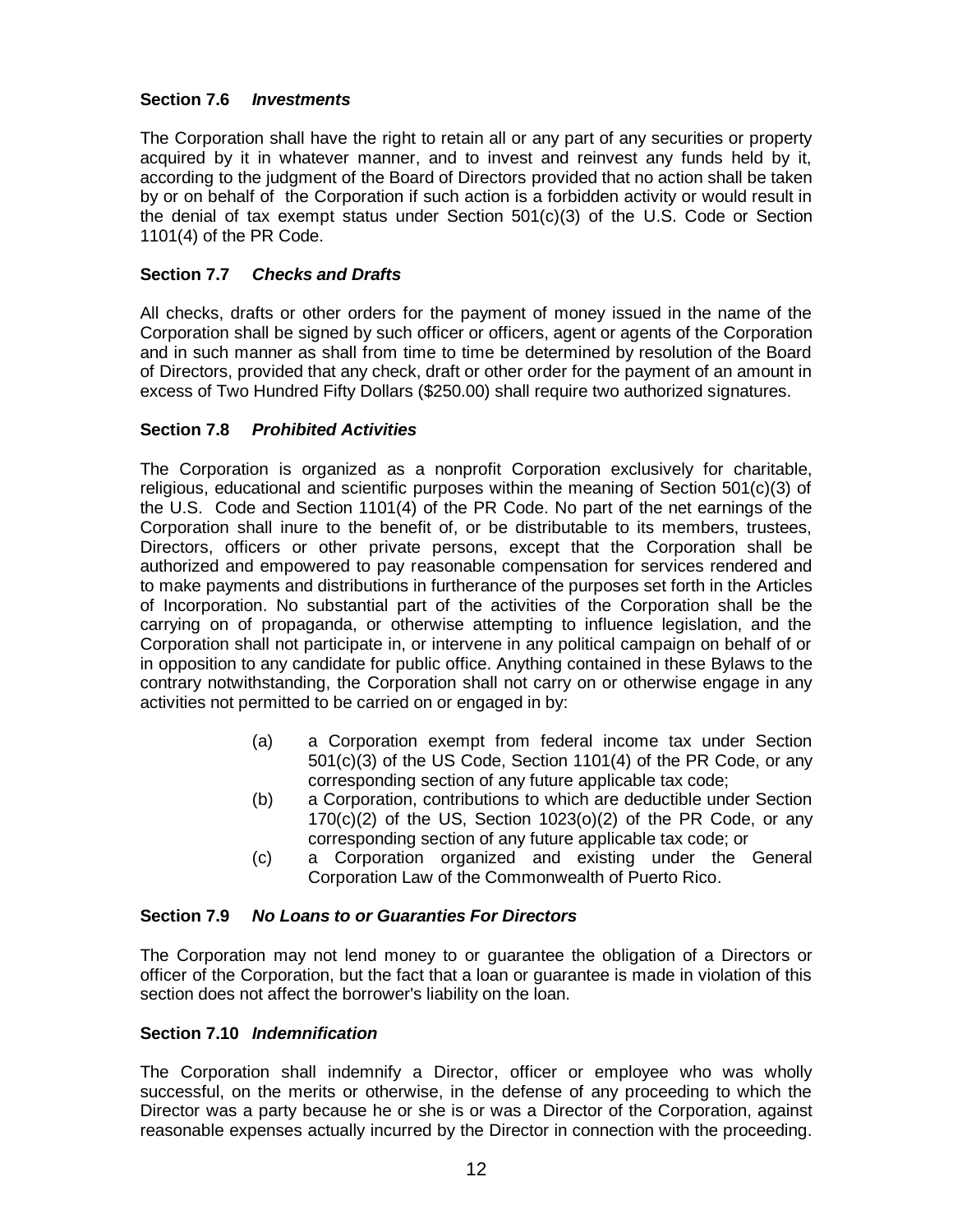### Section 7.6 *Investments*

The Corporation shall have the right to retain all or any part of any securities or property acquired by it in whatever manner, and to invest and reinvest any funds held by it, according to the judgment of the Board of Directors provided that no action shall be taken by or on behalf of the Corporation if such action is a forbidden activity or would result in the denial of tax exempt status under Section 501(c)(3) of the U.S. Code or Section 1101(4) of the PR Code.

### Section 7.7 *Checks and Drafts*

All checks, drafts or other orders for the payment of money issued in the name of the Corporation shall be signed by such officer or officers, agent or agents of the Corporation and in such manner as shall from time to time be determined by resolution of the Board of Directors, provided that any check, draft or other order for the payment of an amount in excess of Two Hundred Fifty Dollars ($250.00) shall require two authorized signatures.

### Section 7.8 *Prohibited Activities*

The Corporation is organized as a nonprofit Corporation exclusively for charitable, religious, educational and scientific purposes within the meaning of Section 501(c)(3) of the U.S. Code and Section 1101(4) of the PR Code. No part of the net earnings of the Corporation shall inure to the benefit of, or be distributable to its members, trustees, Directors, officers or other private persons, except that the Corporation shall be authorized and empowered to pay reasonable compensation for services rendered and to make payments and distributions in furtherance of the purposes set forth in the Articles of Incorporation. No substantial part of the activities of the Corporation shall be the carrying on of propaganda, or otherwise attempting to influence legislation, and the Corporation shall not participate in, or intervene in any political campaign on behalf of or in opposition to any candidate for public office. Anything contained in these Bylaws to the contrary notwithstanding, the Corporation shall not carry on or otherwise engage in any activities not permitted to be carried on or engaged in by:

(a) a Corporation exempt from federal income tax under Section 501(c)(3) of the US Code, Section 1101(4) of the PR Code, or any corresponding section of any future applicable tax code;

(b) a Corporation, contributions to which are deductible under Section 170(c)(2) of the US, Section 1023(o)(2) of the PR Code, or any corresponding section of any future applicable tax code; or

(c) a Corporation organized and existing under the General Corporation Law of the Commonwealth of Puerto Rico.

### Section 7.9 *No Loans to or Guaranties For Directors*

The Corporation may not lend money to or guarantee the obligation of a Directors or officer of the Corporation, but the fact that a loan or guarantee is made in violation of this section does not affect the borrower's liability on the loan.

### Section 7.10 *Indemnification*

The Corporation shall indemnify a Director, officer or employee who was wholly successful, on the merits or otherwise, in the defense of any proceeding to which the Director was a party because he or she is or was a Director of the Corporation, against reasonable expenses actually incurred by the Director in connection with the proceeding.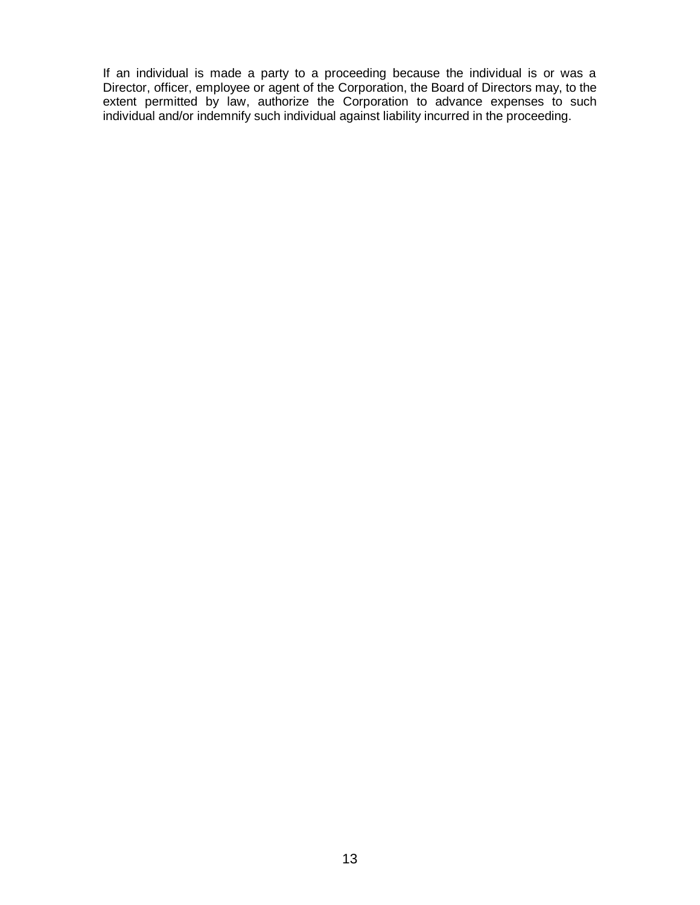If an individual is made a party to a proceeding because the individual is or was a Director, officer, employee or agent of the Corporation, the Board of Directors may, to the extent permitted by law, authorize the Corporation to advance expenses to such individual and/or indemnify such individual against liability incurred in the proceeding.